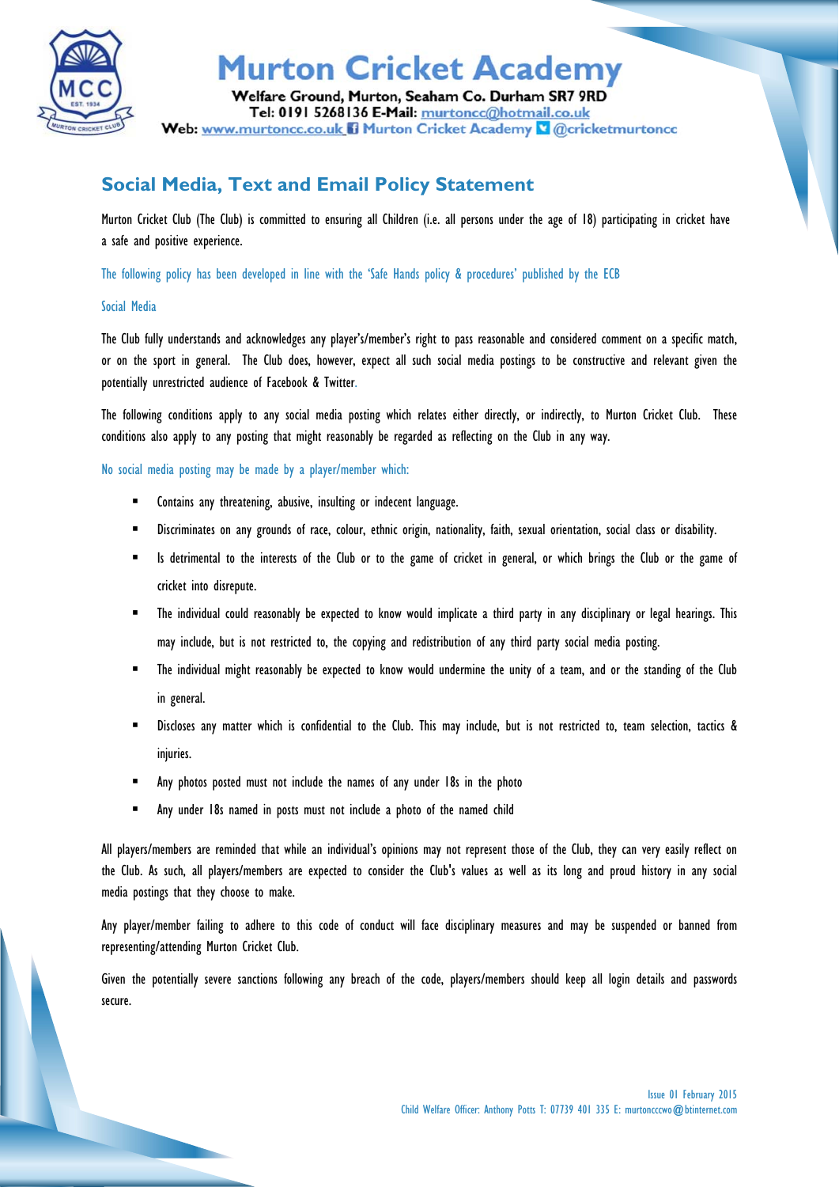# Murton Cricket Academy

**Welfare Ground, Murton, Seaham Co. Durham SR7 9RD**
**Tel: 0191 5268136 E-Mail: murtoncc@hotmail.co.uk**
**Web: www.murtoncc.co.uk Murton Cricket Academy @cricketmurtoncc**

## Social Media, Text and Email Policy Statement

Murton Cricket Club (The Club) is committed to ensuring all Children (i.e. all persons under the age of 18) participating in cricket have a safe and positive experience.

The following policy has been developed in line with the 'Safe Hands policy & procedures' published by the ECB

### Social Media

The Club fully understands and acknowledges any player's/member's right to pass reasonable and considered comment on a specific match, or on the sport in general. The Club does, however, expect all such social media postings to be constructive and relevant given the potentially unrestricted audience of Facebook & Twitter.

The following conditions apply to any social media posting which relates either directly, or indirectly, to Murton Cricket Club. These conditions also apply to any posting that might reasonably be regarded as reflecting on the Club in any way.

No social media posting may be made by a player/member which:

- Contains any threatening, abusive, insulting or indecent language.
- Discriminates on any grounds of race, colour, ethnic origin, nationality, faith, sexual orientation, social class or disability.
- Is detrimental to the interests of the Club or to the game of cricket in general, or which brings the Club or the game of cricket into disrepute.
- The individual could reasonably be expected to know would implicate a third party in any disciplinary or legal hearings. This may include, but is not restricted to, the copying and redistribution of any third party social media posting.
- The individual might reasonably be expected to know would undermine the unity of a team, and or the standing of the Club in general.
- Discloses any matter which is confidential to the Club. This may include, but is not restricted to, team selection, tactics & injuries.
- Any photos posted must not include the names of any under 18s in the photo
- Any under 18s named in posts must not include a photo of the named child

All players/members are reminded that while an individual's opinions may not represent those of the Club, they can very easily reflect on the Club. As such, all players/members are expected to consider the Club's values as well as its long and proud history in any social media postings that they choose to make.

Any player/member failing to adhere to this code of conduct will face disciplinary measures and may be suspended or banned from representing/attending Murton Cricket Club.

Given the potentially severe sanctions following any breach of the code, players/members should keep all login details and passwords secure.

Issue 01 February 2015
Child Welfare Officer: Anthony Potts T: 07739 401 335 E: murtonccwo@btinternet.com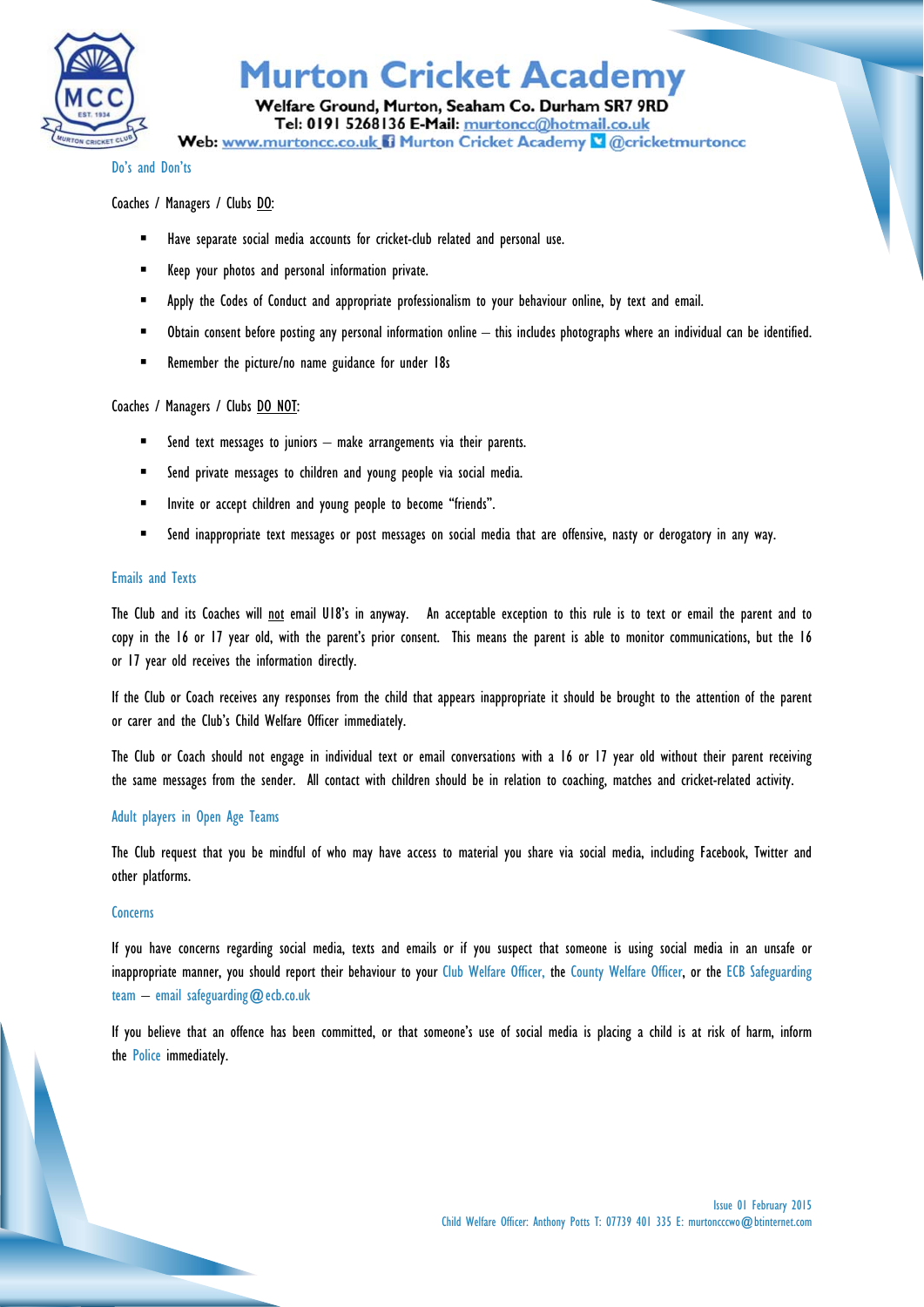# Murton Cricket Academy

Welfare Ground, Murton, Seaham Co. Durham SR7 9RD
Tel: 0191 5268136 E-Mail: murtoncc@hotmail.co.uk
Web: www.murtoncc.co.uk Murton Cricket Academy @cricketmurtoncc

## Do's and Don'ts

Coaches / Managers / Clubs DO:

- Have separate social media accounts for cricket-club related and personal use.
- Keep your photos and personal information private.
- Apply the Codes of Conduct and appropriate professionalism to your behaviour online, by text and email.
- Obtain consent before posting any personal information online – this includes photographs where an individual can be identified.
- Remember the picture/no name guidance for under 18s

Coaches / Managers / Clubs DO NOT:

- Send text messages to juniors – make arrangements via their parents.
- Send private messages to children and young people via social media.
- Invite or accept children and young people to become "friends".
- Send inappropriate text messages or post messages on social media that are offensive, nasty or derogatory in any way.

## Emails and Texts

The Club and its Coaches will not email U18's in anyway. An acceptable exception to this rule is to text or email the parent and to copy in the 16 or 17 year old, with the parent's prior consent. This means the parent is able to monitor communications, but the 16 or 17 year old receives the information directly.

If the Club or Coach receives any responses from the child that appears inappropriate it should be brought to the attention of the parent or carer and the Club's Child Welfare Officer immediately.

The Club or Coach should not engage in individual text or email conversations with a 16 or 17 year old without their parent receiving the same messages from the sender. All contact with children should be in relation to coaching, matches and cricket-related activity.

## Adult players in Open Age Teams

The Club request that you be mindful of who may have access to material you share via social media, including Facebook, Twitter and other platforms.

## Concerns

If you have concerns regarding social media, texts and emails or if you suspect that someone is using social media in an unsafe or inappropriate manner, you should report their behaviour to your Club Welfare Officer, the County Welfare Officer, or the ECB Safeguarding team – email safeguarding@ecb.co.uk

If you believe that an offence has been committed, or that someone's use of social media is placing a child is at risk of harm, inform the Police immediately.

Issue 01 February 2015
Child Welfare Officer: Anthony Potts T: 07739 401 335 E: murtoncccwo@btinternet.com